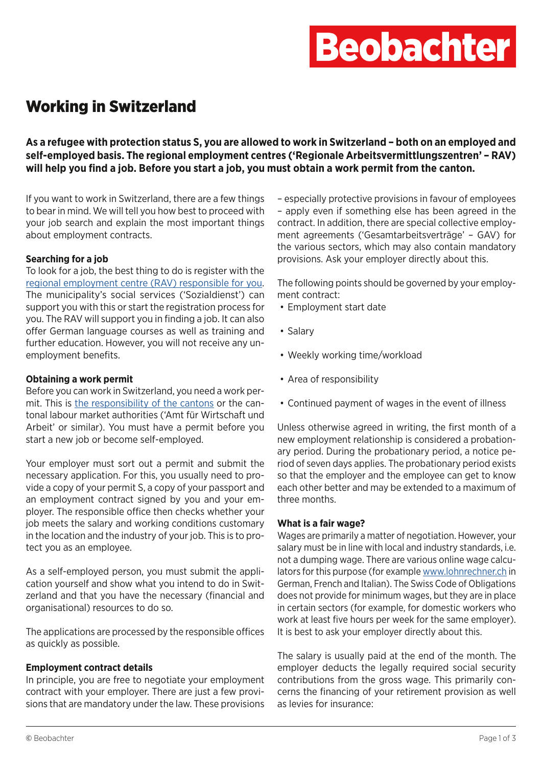# Working in Switzerland

**As a refugee with protection status S, you are allowed to work in Switzerland – both on an employed and self-employed basis. The regional employment centres ('Regionale Arbeitsvermittlungszentren' – RAV) will help you find a job. Before you start a job, you must obtain a work permit from the canton.**

If you want to work in Switzerland, there are a few things to bear in mind. We will tell you how best to proceed with your job search and explain the most important things about employment contracts.

### Searching for a job

To look for a job, the best thing to do is register with the [regional employment centre (RAV) responsible for you](). The municipality's social services ('Sozialdienst') can support you with this or start the registration process for you. The RAV will support you in finding a job. It can also offer German language courses as well as training and further education. However, you will not receive any unemployment benefits.

### Obtaining a work permit

Before you can work in Switzerland, you need a work permit. This is [the responsibility of the cantons]() or the cantonal labour market authorities ('Amt für Wirtschaft und Arbeit' or similar). You must have a permit before you start a new job or become self-employed.

Your employer must sort out a permit and submit the necessary application. For this, you usually need to provide a copy of your permit S, a copy of your passport and an employment contract signed by you and your employer. The responsible office then checks whether your job meets the salary and working conditions customary in the location and the industry of your job. This is to protect you as an employee.

As a self-employed person, you must submit the application yourself and show what you intend to do in Switzerland and that you have the necessary (financial and organisational) resources to do so.

The applications are processed by the responsible offices as quickly as possible.

### Employment contract details

In principle, you are free to negotiate your employment contract with your employer. There are just a few provisions that are mandatory under the law. These provisions – especially protective provisions in favour of employees – apply even if something else has been agreed in the contract. In addition, there are special collective employment agreements ('Gesamtarbeitsverträge' – GAV) for the various sectors, which may also contain mandatory provisions. Ask your employer directly about this.

The following points should be governed by your employment contract:

- Employment start date
- Salary
- Weekly working time/workload
- Area of responsibility
- Continued payment of wages in the event of illness

Unless otherwise agreed in writing, the first month of a new employment relationship is considered a probationary period. During the probationary period, a notice period of seven days applies. The probationary period exists so that the employer and the employee can get to know each other better and may be extended to a maximum of three months.

### What is a fair wage?

Wages are primarily a matter of negotiation. However, your salary must be in line with local and industry standards, i.e. not a dumping wage. There are various online wage calculators for this purpose (for example [www.lohnrechner.ch]() in German, French and Italian). The Swiss Code of Obligations does not provide for minimum wages, but they are in place in certain sectors (for example, for domestic workers who work at least five hours per week for the same employer). It is best to ask your employer directly about this.

The salary is usually paid at the end of the month. The employer deducts the legally required social security contributions from the gross wage. This primarily concerns the financing of your retirement provision as well as levies for insurance: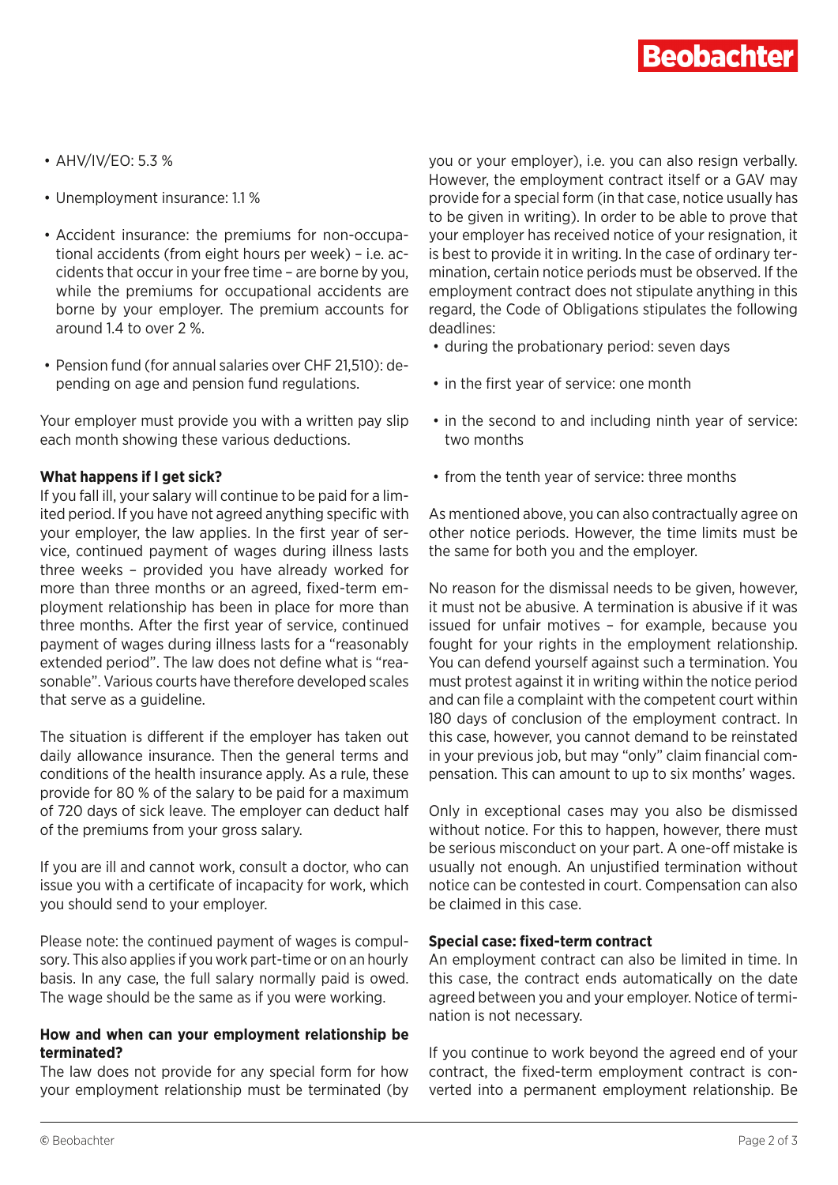- AHV/IV/EO: 5.3 %
- Unemployment insurance: 1.1 %
- Accident insurance: the premiums for non-occupational accidents (from eight hours per week) – i.e. accidents that occur in your free time – are borne by you, while the premiums for occupational accidents are borne by your employer. The premium accounts for around 1.4 to over 2 %.
- Pension fund (for annual salaries over CHF 21,510): depending on age and pension fund regulations.

Your employer must provide you with a written pay slip each month showing these various deductions.

**What happens if I get sick?**
If you fall ill, your salary will continue to be paid for a limited period. If you have not agreed anything specific with your employer, the law applies. In the first year of service, continued payment of wages during illness lasts three weeks – provided you have already worked for more than three months or an agreed, fixed-term employment relationship has been in place for more than three months. After the first year of service, continued payment of wages during illness lasts for a "reasonably extended period". The law does not define what is "reasonable". Various courts have therefore developed scales that serve as a guideline.

The situation is different if the employer has taken out daily allowance insurance. Then the general terms and conditions of the health insurance apply. As a rule, these provide for 80 % of the salary to be paid for a maximum of 720 days of sick leave. The employer can deduct half of the premiums from your gross salary.

If you are ill and cannot work, consult a doctor, who can issue you with a certificate of incapacity for work, which you should send to your employer.

Please note: the continued payment of wages is compulsory. This also applies if you work part-time or on an hourly basis. In any case, the full salary normally paid is owed. The wage should be the same as if you were working.

**How and when can your employment relationship be terminated?**
The law does not provide for any special form for how your employment relationship must be terminated (by you or your employer), i.e. you can also resign verbally. However, the employment contract itself or a GAV may provide for a special form (in that case, notice usually has to be given in writing). In order to be able to prove that your employer has received notice of your resignation, it is best to provide it in writing. In the case of ordinary termination, certain notice periods must be observed. If the employment contract does not stipulate anything in this regard, the Code of Obligations stipulates the following deadlines:

- during the probationary period: seven days
- in the first year of service: one month
- in the second to and including ninth year of service: two months
- from the tenth year of service: three months

As mentioned above, you can also contractually agree on other notice periods. However, the time limits must be the same for both you and the employer.

No reason for the dismissal needs to be given, however, it must not be abusive. A termination is abusive if it was issued for unfair motives – for example, because you fought for your rights in the employment relationship. You can defend yourself against such a termination. You must protest against it in writing within the notice period and can file a complaint with the competent court within 180 days of conclusion of the employment contract. In this case, however, you cannot demand to be reinstated in your previous job, but may "only" claim financial compensation. This can amount to up to six months' wages.

Only in exceptional cases may you also be dismissed without notice. For this to happen, however, there must be serious misconduct on your part. A one-off mistake is usually not enough. An unjustified termination without notice can be contested in court. Compensation can also be claimed in this case.

**Special case: fixed-term contract**
An employment contract can also be limited in time. In this case, the contract ends automatically on the date agreed between you and your employer. Notice of termination is not necessary.

If you continue to work beyond the agreed end of your contract, the fixed-term employment contract is converted into a permanent employment relationship. Be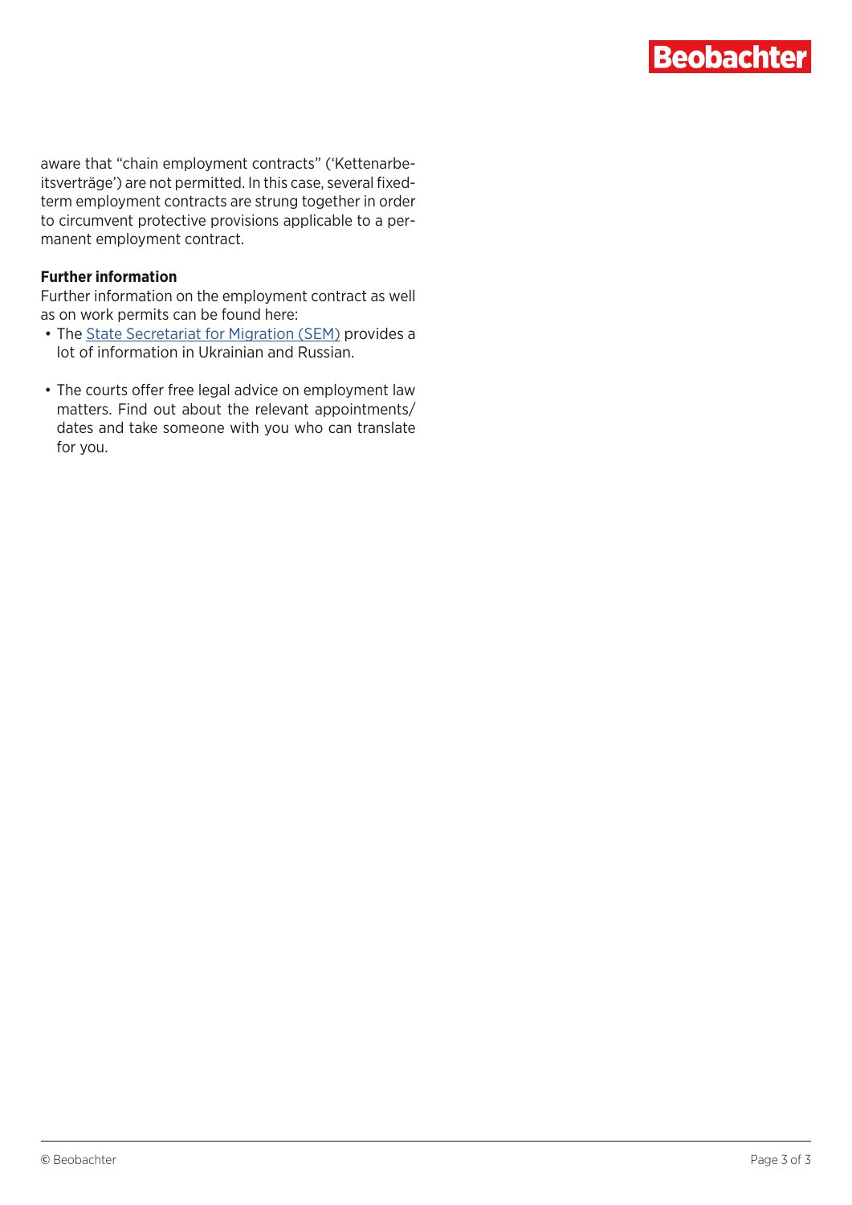aware that "chain employment contracts" ('Kettenarbeitsverträge') are not permitted. In this case, several fixed-term employment contracts are strung together in order to circumvent protective provisions applicable to a permanent employment contract.

**Further information**

Further information on the employment contract as well as on work permits can be found here:

- The State Secretariat for Migration (SEM) provides a lot of information in Ukrainian and Russian.
- The courts offer free legal advice on employment law matters. Find out about the relevant appointments/dates and take someone with you who can translate for you.